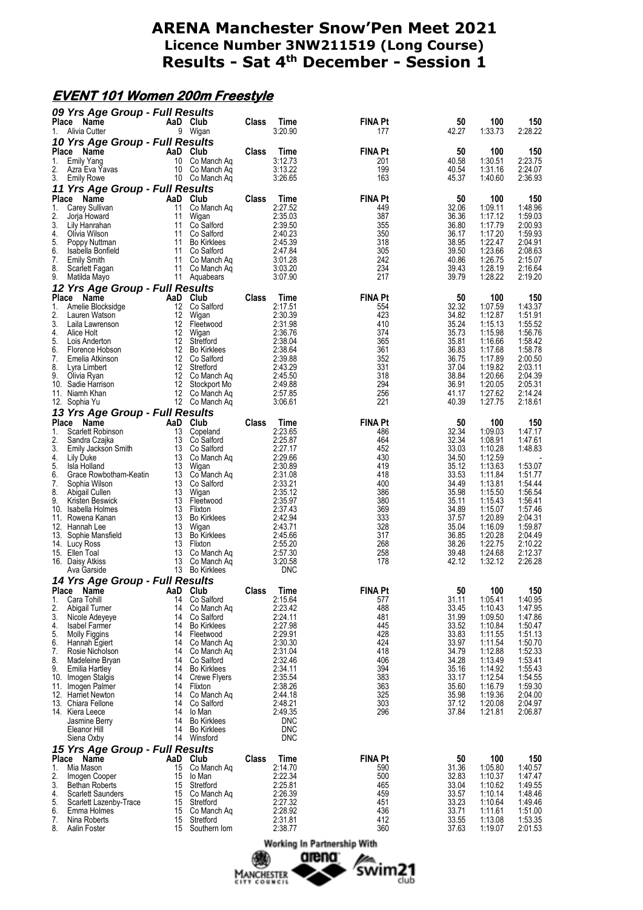# ARENA Manchester Snow'Pen Meet 2021
## Licence Number 3NW211519 (Long Course)
## Results - Sat 4th December - Session 1

### EVENT 101 Women 200m Freestyle

**09 Yrs Age Group - Full Results**

| Place | Name | AaD | Club | Class | Time | FINA Pt | 50 | 100 | 150 |
|---|---|---|---|---|---|---|---|---|---|
| 1. | Alivia Cutter | 9 | Wigan | | 3:20.90 | 177 | 42.27 | 1:33.73 | 2:28.22 |

**10 Yrs Age Group - Full Results**

| Place | Name | AaD | Club | Class | Time | FINA Pt | 50 | 100 | 150 |
|---|---|---|---|---|---|---|---|---|---|
| 1. | Emily Yang | 10 | Co Manch Aq | | 3:12.73 | 201 | 40.58 | 1:30.51 | 2:23.75 |
| 2. | Azra Eva Yavas | 10 | Co Manch Aq | | 3:13.22 | 199 | 40.54 | 1:31.16 | 2:24.07 |
| 3. | Emily Rowe | 10 | Co Manch Aq | | 3:26.65 | 163 | 45.37 | 1:40.60 | 2:36.93 |

**11 Yrs Age Group - Full Results**

| Place | Name | AaD | Club | Class | Time | FINA Pt | 50 | 100 | 150 |
|---|---|---|---|---|---|---|---|---|---|
| 1. | Carey Sullivan | 11 | Co Manch Aq | | 2:27.52 | 449 | 32.06 | 1:09.11 | 1:48.96 |
| 2. | Jorja Howard | 11 | Wigan | | 2:35.03 | 387 | 36.36 | 1:17.12 | 1:59.03 |
| 3. | Lily Hanrahan | 11 | Co Salford | | 2:39.50 | 355 | 36.80 | 1:17.79 | 2:00.93 |
| 4. | Olivia Wilson | 11 | Co Salford | | 2:40.23 | 350 | 36.17 | 1:17.20 | 1:59.93 |
| 5. | Poppy Nuttman | 11 | Bo Kirklees | | 2:45.39 | 318 | 38.95 | 1:22.47 | 2:04.91 |
| 6. | Isabella Bonfield | 11 | Co Salford | | 2:47.84 | 305 | 39.50 | 1:23.66 | 2:08.63 |
| 7. | Emily Smith | 11 | Co Manch Aq | | 3:01.28 | 242 | 40.86 | 1:26.75 | 2:15.07 |
| 8. | Scarlett Fagan | 11 | Co Manch Aq | | 3:03.20 | 234 | 39.43 | 1:28.19 | 2:16.64 |
| 9. | Matilda Mayo | 11 | Aquabears | | 3:07.90 | 217 | 39.79 | 1:28.22 | 2:19.20 |

**12 Yrs Age Group - Full Results**

| Place | Name | AaD | Club | Class | Time | FINA Pt | 50 | 100 | 150 |
|---|---|---|---|---|---|---|---|---|---|
| 1. | Amelie Blocksidge | 12 | Co Salford | | 2:17.51 | 554 | 32.32 | 1:07.59 | 1:43.37 |
| 2. | Lauren Watson | 12 | Wigan | | 2:30.39 | 423 | 34.82 | 1:12.87 | 1:51.91 |
| 3. | Laila Lawrenson | 12 | Fleetwood | | 2:31.98 | 410 | 35.24 | 1:15.13 | 1:55.52 |
| 4. | Alice Holt | 12 | Wigan | | 2:36.76 | 374 | 35.73 | 1:15.98 | 1:56.76 |
| 5. | Lois Anderton | 12 | Stretford | | 2:38.04 | 365 | 35.81 | 1:16.66 | 1:58.42 |
| 6. | Florence Hobson | 12 | Bo Kirklees | | 2:38.64 | 361 | 36.83 | 1:17.68 | 1:58.78 |
| 7. | Emelia Atkinson | 12 | Co Salford | | 2:39.88 | 352 | 36.75 | 1:17.89 | 2:00.50 |
| 8. | Lyra Limbert | 12 | Stretford | | 2:43.29 | 331 | 37.04 | 1:19.82 | 2:03.11 |
| 9. | Olivia Ryan | 12 | Co Manch Aq | | 2:45.50 | 318 | 38.84 | 1:20.66 | 2:04.39 |
| 10. | Sadie Harrison | 12 | Stockport Mo | | 2:49.88 | 294 | 36.91 | 1:20.05 | 2:05.31 |
| 11. | Niamh Khan | 12 | Co Manch Aq | | 2:57.85 | 256 | 41.17 | 1:27.62 | 2:14.24 |
| 12. | Sophia Yu | 12 | Co Manch Aq | | 3:06.61 | 221 | 40.39 | 1:27.75 | 2:18.61 |

**13 Yrs Age Group - Full Results**

| Place | Name | AaD | Club | Class | Time | FINA Pt | 50 | 100 | 150 |
|---|---|---|---|---|---|---|---|---|---|
| 1. | Scarlett Robinson | 13 | Copeland | | 2:23.65 | 486 | 32.34 | 1:09.03 | 1:47.17 |
| 2. | Sandra Czajka | 13 | Co Salford | | 2:25.87 | 464 | 32.34 | 1:08.91 | 1:47.61 |
| 3. | Emily Jackson Smith | 13 | Co Salford | | 2:27.17 | 452 | 33.03 | 1:10.28 | 1:48.83 |
| 4. | Lily Duke | 13 | Co Manch Aq | | 2:29.66 | 430 | 34.50 | 1:12.59 | - |
| 5. | Isla Holland | 13 | Wigan | | 2:30.89 | 419 | 35.12 | 1:13.63 | 1:53.07 |
| 6. | Grace Rowbotham-Keatin | 13 | Co Manch Aq | | 2:31.08 | 418 | 33.53 | 1:11.84 | 1:51.77 |
| 7. | Sophia Wilson | 13 | Co Salford | | 2:33.21 | 400 | 34.49 | 1:13.81 | 1:54.44 |
| 8. | Abigail Cullen | 13 | Wigan | | 2:35.12 | 386 | 35.98 | 1:15.50 | 1:56.54 |
| 9. | Kristen Beswick | 13 | Fleetwood | | 2:35.97 | 380 | 35.11 | 1:15.43 | 1:56.41 |
| 10. | Isabella Holmes | 13 | Flixton | | 2:37.43 | 369 | 34.89 | 1:15.07 | 1:57.46 |
| 11. | Rowena Kanan | 13 | Bo Kirklees | | 2:42.94 | 333 | 37.57 | 1:20.89 | 2:04.31 |
| 12. | Hannah Lee | 13 | Wigan | | 2:43.71 | 328 | 35.04 | 1:16.09 | 1:59.87 |
| 13. | Sophie Mansfield | 13 | Bo Kirklees | | 2:45.66 | 317 | 36.85 | 1:20.28 | 2:04.49 |
| 14. | Lucy Ross | 13 | Flixton | | 2:55.20 | 268 | 38.26 | 1:22.75 | 2:10.22 |
| 15. | Ellen Toal | 13 | Co Manch Aq | | 2:57.30 | 258 | 39.48 | 1:24.68 | 2:12.37 |
| 16. | Daisy Atkiss | 13 | Co Manch Aq | | 3:20.58 | 178 | 42.12 | 1:32.12 | 2:26.28 |
| | Ava Garside | 13 | Bo Kirklees | | DNC | | | | |

**14 Yrs Age Group - Full Results**

| Place | Name | AaD | Club | Class | Time | FINA Pt | 50 | 100 | 150 |
|---|---|---|---|---|---|---|---|---|---|
| 1. | Cara Tohill | 14 | Co Salford | | 2:15.64 | 577 | 31.11 | 1:05.41 | 1:40.95 |
| 2. | Abigail Turner | 14 | Co Manch Aq | | 2:23.42 | 488 | 33.45 | 1:10.43 | 1:47.95 |
| 3. | Nicole Adeyeye | 14 | Co Salford | | 2:24.11 | 481 | 31.99 | 1:09.50 | 1:47.86 |
| 4. | Isabel Farmer | 14 | Bo Kirklees | | 2:27.98 | 445 | 33.52 | 1:10.84 | 1:50.47 |
| 5. | Molly Figgins | 14 | Fleetwood | | 2:29.91 | 428 | 33.83 | 1:11.55 | 1:51.13 |
| 6. | Hannah Egiert | 14 | Co Manch Aq | | 2:30.30 | 424 | 33.97 | 1:11.54 | 1:50.70 |
| 7. | Rosie Nicholson | 14 | Co Manch Aq | | 2:31.04 | 418 | 34.79 | 1:12.88 | 1:52.33 |
| 8. | Madeleine Bryan | 14 | Co Salford | | 2:32.46 | 406 | 34.28 | 1:13.49 | 1:53.41 |
| 9. | Emilia Hartley | 14 | Bo Kirklees | | 2:34.11 | 394 | 35.16 | 1:14.92 | 1:55.43 |
| 10. | Imogen Stalgis | 14 | Crewe Flyers | | 2:35.54 | 383 | 33.17 | 1:12.54 | 1:54.55 |
| 11. | Imogen Palmer | 14 | Flixton | | 2:38.26 | 363 | 35.60 | 1:16.79 | 1:59.30 |
| 12. | Harriet Newton | 14 | Co Manch Aq | | 2:44.18 | 325 | 35.98 | 1:19.36 | 2:04.00 |
| 13. | Chiara Fellone | 14 | Co Salford | | 2:48.21 | 303 | 37.12 | 1:20.08 | 2:04.97 |
| 14. | Kiera Leece | 14 | Io Man | | 2:49.35 | 296 | 37.84 | 1:21.81 | 2:06.87 |
| | Jasmine Berry | 14 | Bo Kirklees | | DNC | | | | |
| | Eleanor Hill | 14 | Bo Kirklees | | DNC | | | | |
| | Siena Oxby | 14 | Winsford | | DNC | | | | |

**15 Yrs Age Group - Full Results**

| Place | Name | AaD | Club | Class | Time | FINA Pt | 50 | 100 | 150 |
|---|---|---|---|---|---|---|---|---|---|
| 1. | Mia Mason | 15 | Co Manch Aq | | 2:14.70 | 590 | 31.36 | 1:05.80 | 1:40.57 |
| 2. | Imogen Cooper | 15 | Io Man | | 2:22.34 | 500 | 32.83 | 1:10.37 | 1:47.47 |
| 3. | Bethan Roberts | 15 | Stretford | | 2:25.81 | 465 | 33.04 | 1:10.62 | 1:49.55 |
| 4. | Scarlett Saunders | 15 | Co Manch Aq | | 2:26.39 | 459 | 33.57 | 1:10.14 | 1:48.46 |
| 5. | Scarlett Lazenby-Trace | 15 | Stretford | | 2:27.32 | 451 | 33.23 | 1:10.64 | 1:49.46 |
| 6. | Emma Holmes | 15 | Co Manch Aq | | 2:28.92 | 436 | 33.71 | 1:11.61 | 1:51.00 |
| 7. | Nina Roberts | 15 | Stretford | | 2:31.81 | 412 | 33.55 | 1:13.08 | 1:53.35 |
| 8. | Aalin Foster | 15 | Southern Iom | | 2:38.77 | 360 | 37.63 | 1:19.07 | 2:01.53 |

Working In Partnership With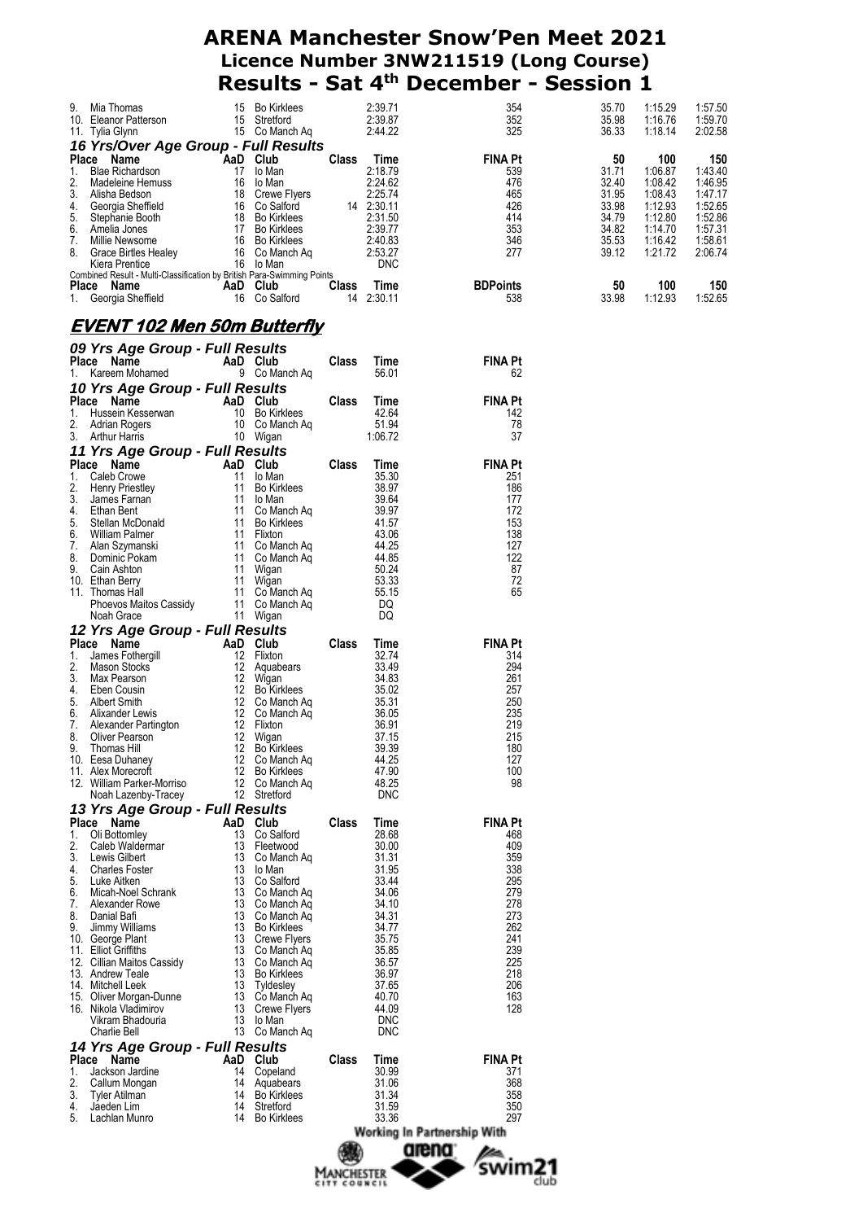# ARENA Manchester Snow'Pen Meet 2021
## Licence Number 3NW211519 (Long Course)
## Results - Sat 4th December - Session 1

| Place | Name | AaD | Club | Class | Time | FINA Pt | 50 | 100 | 150 |
|---|---|---|---|---|---|---|---|---|---|
| 9. | Mia Thomas | 15 | Bo Kirklees | | 2:39.71 | 354 | 35.70 | 1:15.29 | 1:57.50 |
| 10. | Eleanor Patterson | 15 | Stretford | | 2:39.87 | 352 | 35.98 | 1:16.76 | 1:59.70 |
| 11. | Tylia Glynn | 15 | Co Manch Aq | | 2:44.22 | 325 | 36.33 | 1:18.14 | 2:02.58 |

### 16 Yrs/Over Age Group - Full Results

| Place | Name | AaD | Club | Class | Time | FINA Pt | 50 | 100 | 150 |
|---|---|---|---|---|---|---|---|---|---|
| 1. | Blae Richardson | 17 | Io Man | | 2:18.79 | 539 | 31.71 | 1:06.87 | 1:43.40 |
| 2. | Madeleine Hemuss | 16 | Io Man | | 2:24.62 | 476 | 32.40 | 1:08.42 | 1:46.95 |
| 3. | Alisha Bedson | 18 | Crewe Flyers | | 2:25.74 | 465 | 31.95 | 1:08.43 | 1:47.17 |
| 4. | Georgia Sheffield | 16 | Co Salford | 14 | 2:30.11 | 426 | 33.98 | 1:12.93 | 1:52.65 |
| 5. | Stephanie Booth | 18 | Bo Kirklees | | 2:31.50 | 414 | 34.79 | 1:12.80 | 1:52.86 |
| 6. | Amelia Jones | 17 | Bo Kirklees | | 2:39.77 | 353 | 34.82 | 1:14.70 | 1:57.31 |
| 7. | Millie Newsome | 16 | Bo Kirklees | | 2:40.83 | 346 | 35.53 | 1:16.42 | 1:58.61 |
| 8. | Grace Birtles Healey | 16 | Co Manch Aq | | 2:53.27 | 277 | 39.12 | 1:21.72 | 2:06.74 |
| | Kiera Prentice | 16 | Io Man | | DNC | | | | |

Combined Result - Multi-Classification by British Para-Swimming Points

| Place | Name | AaD | Club | Class | Time | BDPoints | 50 | 100 | 150 |
|---|---|---|---|---|---|---|---|---|---|
| 1. | Georgia Sheffield | 16 | Co Salford | 14 | 2:30.11 | 538 | 33.98 | 1:12.93 | 1:52.65 |

## EVENT 102 Men 50m Butterfly

### 09 Yrs Age Group - Full Results

| Place | Name | AaD | Club | Class | Time | FINA Pt |
|---|---|---|---|---|---|---|
| 1. | Kareem Mohamed | 9 | Co Manch Aq | | 56.01 | 62 |

### 10 Yrs Age Group - Full Results

| Place | Name | AaD | Club | Class | Time | FINA Pt |
|---|---|---|---|---|---|---|
| 1. | Hussein Kesserwan | 10 | Bo Kirklees | | 42.64 | 142 |
| 2. | Adrian Rogers | 10 | Co Manch Aq | | 51.94 | 78 |
| 3. | Arthur Harris | 10 | Wigan | | 1:06.72 | 37 |

### 11 Yrs Age Group - Full Results

| Place | Name | AaD | Club | Class | Time | FINA Pt |
|---|---|---|---|---|---|---|
| 1. | Caleb Crowe | 11 | Io Man | | 35.30 | 251 |
| 2. | Henry Priestley | 11 | Bo Kirklees | | 38.97 | 186 |
| 3. | James Farnan | 11 | Io Man | | 39.64 | 177 |
| 4. | Ethan Bent | 11 | Co Manch Aq | | 39.97 | 172 |
| 5. | Stellan McDonald | 11 | Bo Kirklees | | 41.57 | 153 |
| 6. | William Palmer | 11 | Flixton | | 43.06 | 138 |
| 7. | Alan Szymanski | 11 | Co Manch Aq | | 44.25 | 127 |
| 8. | Dominic Pokam | 11 | Co Manch Aq | | 44.85 | 122 |
| 9. | Cain Ashton | 11 | Wigan | | 50.24 | 87 |
| 10. | Ethan Berry | 11 | Wigan | | 53.33 | 72 |
| 11. | Thomas Hall | 11 | Co Manch Aq | | 55.15 | 65 |
| | Phoevos Maitos Cassidy | 11 | Co Manch Aq | | DQ | |
| | Noah Grace | 11 | Wigan | | DQ | |

### 12 Yrs Age Group - Full Results

| Place | Name | AaD | Club | Class | Time | FINA Pt |
|---|---|---|---|---|---|---|
| 1. | James Fothergill | 12 | Flixton | | 32.74 | 314 |
| 2. | Mason Stocks | 12 | Aquabears | | 33.49 | 294 |
| 3. | Max Pearson | 12 | Wigan | | 34.83 | 261 |
| 4. | Eben Cousin | 12 | Bo Kirklees | | 35.02 | 257 |
| 5. | Albert Smith | 12 | Co Manch Aq | | 35.31 | 250 |
| 6. | Alixander Lewis | 12 | Co Manch Aq | | 36.05 | 235 |
| 7. | Alexander Partington | 12 | Flixton | | 36.91 | 219 |
| 8. | Oliver Pearson | 12 | Wigan | | 37.15 | 215 |
| 9. | Thomas Hill | 12 | Bo Kirklees | | 39.39 | 180 |
| 10. | Eesa Duhaney | 12 | Co Manch Aq | | 44.25 | 127 |
| 11. | Alex Morecroft | 12 | Bo Kirklees | | 47.90 | 100 |
| 12. | William Parker-Morriso | 12 | Co Manch Aq | | 48.25 | 98 |
| | Noah Lazenby-Tracey | 12 | Stretford | | DNC | |

### 13 Yrs Age Group - Full Results

| Place | Name | AaD | Club | Class | Time | FINA Pt |
|---|---|---|---|---|---|---|
| 1. | Oli Bottomley | 13 | Co Salford | | 28.68 | 468 |
| 2. | Caleb Waldermar | 13 | Fleetwood | | 30.00 | 409 |
| 3. | Lewis Gilbert | 13 | Co Manch Aq | | 31.31 | 359 |
| 4. | Charles Foster | 13 | Io Man | | 31.95 | 338 |
| 5. | Luke Aitken | 13 | Co Salford | | 33.44 | 295 |
| 6. | Micah-Noel Schrank | 13 | Co Manch Aq | | 34.06 | 279 |
| 7. | Alexander Rowe | 13 | Co Manch Aq | | 34.10 | 278 |
| 8. | Danial Bafi | 13 | Co Manch Aq | | 34.31 | 273 |
| 9. | Jimmy Williams | 13 | Bo Kirklees | | 34.77 | 262 |
| 10. | George Plant | 13 | Crewe Flyers | | 35.75 | 241 |
| 11. | Elliot Griffiths | 13 | Co Manch Aq | | 35.85 | 239 |
| 12. | Cillian Maitos Cassidy | 13 | Co Manch Aq | | 36.57 | 225 |
| 13. | Andrew Teale | 13 | Bo Kirklees | | 36.97 | 218 |
| 14. | Mitchell Leek | 13 | Tyldesley | | 37.65 | 206 |
| 15. | Oliver Morgan-Dunne | 13 | Co Manch Aq | | 40.70 | 163 |
| 16. | Nikola Vladimirov | 13 | Crewe Flyers | | 44.09 | 128 |
| | Vikram Bhadouria | 13 | Io Man | | DNC | |
| | Charlie Bell | 13 | Co Manch Aq | | DNC | |

### 14 Yrs Age Group - Full Results

| Place | Name | AaD | Club | Class | Time | FINA Pt |
|---|---|---|---|---|---|---|
| 1. | Jackson Jardine | 14 | Copeland | | 30.99 | 371 |
| 2. | Callum Mongan | 14 | Aquabears | | 31.06 | 368 |
| 3. | Tyler Atilman | 14 | Bo Kirklees | | 31.34 | 358 |
| 4. | Jaeden Lim | 14 | Stretford | | 31.59 | 350 |
| 5. | Lachlan Munro | 14 | Bo Kirklees | | 33.36 | 297 |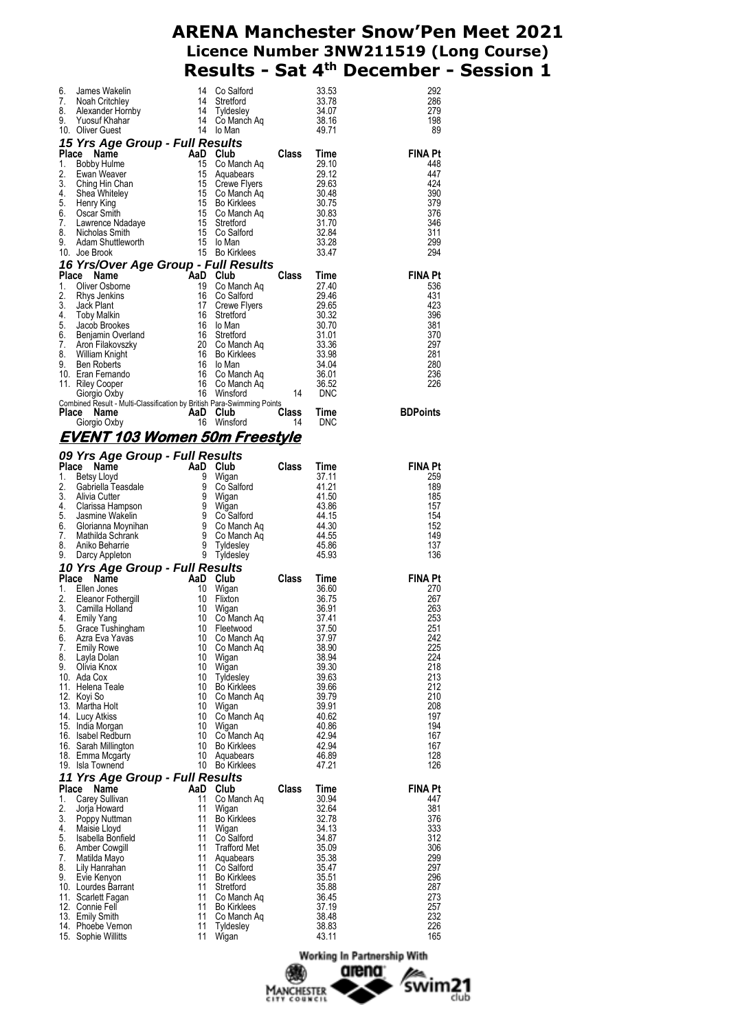| Place | Name | AaD | Club | Class | Time | FINA Pt |
|---|---|---|---|---|---|---|
| 6. | James Wakelin | 14 | Co Salford | | 33.53 | 292 |
| 7. | Noah Critchley | 14 | Stretford | | 33.78 | 286 |
| 8. | Alexander Hornby | 14 | Tyldesley | | 34.07 | 279 |
| 9. | Yuosuf Khahar | 14 | Co Manch Aq | | 38.16 | 198 |
| 10. | Oliver Guest | 14 | Io Man | | 49.71 | 89 |

### *15 Yrs Age Group - Full Results*

| Place | Name | AaD | Club | Class | Time | FINA Pt |
|---|---|---|---|---|---|---|
| 1. | Bobby Hulme | 15 | Co Manch Aq | | 29.10 | 448 |
| 2. | Ewan Weaver | 15 | Aquabears | | 29.12 | 447 |
| 3. | Ching Hin Chan | 15 | Crewe Flyers | | 29.63 | 424 |
| 4. | Shea Whiteley | 15 | Co Manch Aq | | 30.48 | 390 |
| 5. | Henry King | 15 | Bo Kirklees | | 30.75 | 379 |
| 6. | Oscar Smith | 15 | Co Manch Aq | | 30.83 | 376 |
| 7. | Lawrence Ndadaye | 15 | Stretford | | 31.70 | 346 |
| 8. | Nicholas Smith | 15 | Co Salford | | 32.84 | 311 |
| 9. | Adam Shuttleworth | 15 | Io Man | | 33.28 | 299 |
| 10. | Joe Brook | 15 | Bo Kirklees | | 33.47 | 294 |

### *16 Yrs/Over Age Group - Full Results*

| Place | Name | AaD | Club | Class | Time | FINA Pt |
|---|---|---|---|---|---|---|
| 1. | Oliver Osborne | 19 | Co Manch Aq | | 27.40 | 536 |
| 2. | Rhys Jenkins | 16 | Co Salford | | 29.46 | 431 |
| 3. | Jack Plant | 17 | Crewe Flyers | | 29.65 | 423 |
| 4. | Toby Malkin | 16 | Stretford | | 30.32 | 396 |
| 5. | Jacob Brookes | 16 | Io Man | | 30.70 | 381 |
| 6. | Benjamin Overland | 16 | Stretford | | 31.01 | 370 |
| 7. | Aron Filakovszky | 20 | Co Manch Aq | | 33.36 | 297 |
| 8. | William Knight | 16 | Bo Kirklees | | 33.98 | 281 |
| 9. | Ben Roberts | 16 | Io Man | | 34.04 | 280 |
| 10. | Eran Fernando | 16 | Co Manch Aq | | 36.01 | 236 |
| 11. | Riley Cooper | 16 | Co Manch Aq | | 36.52 | 226 |
| | Giorgio Oxby | 16 | Winsford | 14 | DNC | |

Combined Result - Multi-Classification by British Para-Swimming Points

| Place | Name | AaD | Club | Class | Time | BDPoints |
|---|---|---|---|---|---|---|
| | Giorgio Oxby | 16 | Winsford | 14 | DNC | |

## *EVENT 103 Women 50m Freestyle*

### *09 Yrs Age Group - Full Results*

| Place | Name | AaD | Club | Class | Time | FINA Pt |
|---|---|---|---|---|---|---|
| 1. | Betsy Lloyd | 9 | Wigan | | 37.11 | 259 |
| 2. | Gabriella Teasdale | 9 | Co Salford | | 41.21 | 189 |
| 3. | Alivia Cutter | 9 | Wigan | | 41.50 | 185 |
| 4. | Clarissa Hampson | 9 | Wigan | | 43.86 | 157 |
| 5. | Jasmine Wakelin | 9 | Co Salford | | 44.15 | 154 |
| 6. | Glorianna Moynihan | 9 | Co Manch Aq | | 44.30 | 152 |
| 7. | Mathilda Schrank | 9 | Co Manch Aq | | 44.55 | 149 |
| 8. | Aniko Beharrie | 9 | Tyldesley | | 45.86 | 137 |
| 9. | Darcy Appleton | 9 | Tyldesley | | 45.93 | 136 |

### *10 Yrs Age Group - Full Results*

| Place | Name | AaD | Club | Class | Time | FINA Pt |
|---|---|---|---|---|---|---|
| 1. | Ellen Jones | 10 | Wigan | | 36.60 | 270 |
| 2. | Eleanor Fothergill | 10 | Flixton | | 36.75 | 267 |
| 3. | Camilla Holland | 10 | Wigan | | 36.91 | 263 |
| 4. | Emily Yang | 10 | Co Manch Aq | | 37.41 | 253 |
| 5. | Grace Tushingham | 10 | Fleetwood | | 37.50 | 251 |
| 6. | Azra Eva Yavas | 10 | Co Manch Aq | | 37.97 | 242 |
| 7. | Emily Rowe | 10 | Co Manch Aq | | 38.90 | 225 |
| 8. | Layla Dolan | 10 | Wigan | | 38.94 | 224 |
| 9. | Olivia Knox | 10 | Wigan | | 39.30 | 218 |
| 10. | Ada Cox | 10 | Tyldesley | | 39.63 | 213 |
| 11. | Helena Teale | 10 | Bo Kirklees | | 39.66 | 212 |
| 12. | Koyi So | 10 | Co Manch Aq | | 39.79 | 210 |
| 13. | Martha Holt | 10 | Wigan | | 39.91 | 208 |
| 14. | Lucy Atkiss | 10 | Co Manch Aq | | 40.62 | 197 |
| 15. | India Morgan | 10 | Wigan | | 40.86 | 194 |
| 16. | Isabel Redburn | 10 | Co Manch Aq | | 42.94 | 167 |
| 16. | Sarah Millington | 10 | Bo Kirklees | | 42.94 | 167 |
| 18. | Emma Mcgarty | 10 | Aquabears | | 46.89 | 128 |
| 19. | Isla Townend | 10 | Bo Kirklees | | 47.21 | 126 |

### *11 Yrs Age Group - Full Results*

| Place | Name | AaD | Club | Class | Time | FINA Pt |
|---|---|---|---|---|---|---|
| 1. | Carey Sullivan | 11 | Co Manch Aq | | 30.94 | 447 |
| 2. | Jorja Howard | 11 | Wigan | | 32.64 | 381 |
| 3. | Poppy Nuttman | 11 | Bo Kirklees | | 32.78 | 376 |
| 4. | Maisie Lloyd | 11 | Wigan | | 34.13 | 333 |
| 5. | Isabella Bonfield | 11 | Co Salford | | 34.87 | 312 |
| 6. | Amber Cowgill | 11 | Trafford Met | | 35.09 | 306 |
| 7. | Matilda Mayo | 11 | Aquabears | | 35.38 | 299 |
| 8. | Lily Hanrahan | 11 | Co Salford | | 35.47 | 297 |
| 9. | Evie Kenyon | 11 | Bo Kirklees | | 35.51 | 296 |
| 10. | Lourdes Barrant | 11 | Stretford | | 35.88 | 287 |
| 11. | Scarlett Fagan | 11 | Co Manch Aq | | 36.45 | 273 |
| 12. | Connie Fell | 11 | Bo Kirklees | | 37.19 | 257 |
| 13. | Emily Smith | 11 | Co Manch Aq | | 38.48 | 232 |
| 14. | Phoebe Vernon | 11 | Tyldesley | | 38.83 | 226 |
| 15. | Sophie Willitts | 11 | Wigan | | 43.11 | 165 |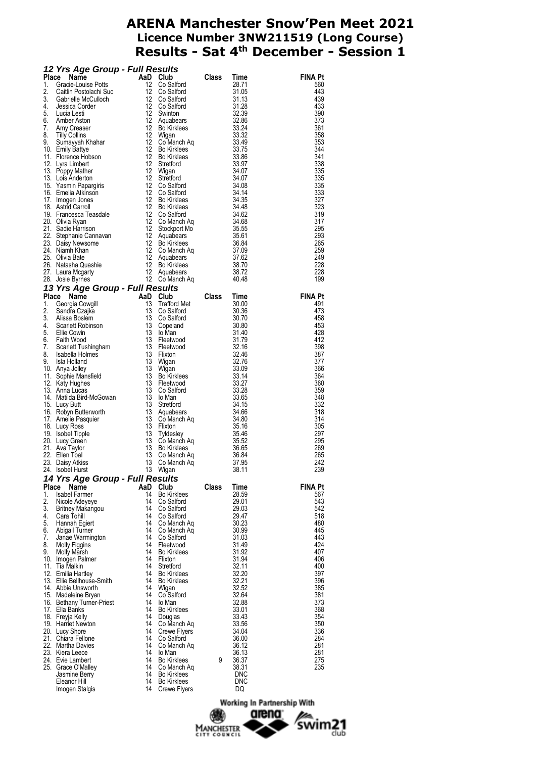# ARENA Manchester Snow'Pen Meet 2021

## Licence Number 3NW211519 (Long Course)

## Results - Sat 4th December - Session 1

### *12 Yrs Age Group - Full Results*

| Place | Name | AaD | Club | Class | Time | FINA Pt |
|---|---|---|---|---|---|---|
| 1. | Gracie-Louise Potts | 12 | Co Salford | | 28.71 | 560 |
| 2. | Caitlin Postolachi Suc | 12 | Co Salford | | 31.05 | 443 |
| 3. | Gabrielle McCulloch | 12 | Co Salford | | 31.13 | 439 |
| 4. | Jessica Corder | 12 | Co Salford | | 31.28 | 433 |
| 5. | Lucia Lesti | 12 | Swinton | | 32.39 | 390 |
| 6. | Amber Aston | 12 | Aquabears | | 32.86 | 373 |
| 7. | Amy Creaser | 12 | Bo Kirklees | | 33.24 | 361 |
| 8. | Tilly Collins | 12 | Wigan | | 33.32 | 358 |
| 9. | Sumayyah Khahar | 12 | Co Manch Aq | | 33.49 | 353 |
| 10. | Emily Battye | 12 | Bo Kirklees | | 33.75 | 344 |
| 11. | Florence Hobson | 12 | Bo Kirklees | | 33.86 | 341 |
| 12. | Lyra Limbert | 12 | Stretford | | 33.97 | 338 |
| 13. | Poppy Mather | 12 | Wigan | | 34.07 | 335 |
| 13. | Lois Anderton | 12 | Stretford | | 34.07 | 335 |
| 15. | Yasmin Papargiris | 12 | Co Salford | | 34.08 | 335 |
| 16. | Emelia Atkinson | 12 | Co Salford | | 34.14 | 333 |
| 17. | Imogen Jones | 12 | Bo Kirklees | | 34.35 | 327 |
| 18. | Astrid Carroll | 12 | Bo Kirklees | | 34.48 | 323 |
| 19. | Francesca Teasdale | 12 | Co Salford | | 34.62 | 319 |
| 20. | Olivia Ryan | 12 | Co Manch Aq | | 34.68 | 317 |
| 21. | Sadie Harrison | 12 | Stockport Mo | | 35.55 | 295 |
| 22. | Stephanie Cannavan | 12 | Aquabears | | 35.61 | 293 |
| 23. | Daisy Newsome | 12 | Bo Kirklees | | 36.84 | 265 |
| 24. | Niamh Khan | 12 | Co Manch Aq | | 37.09 | 259 |
| 25. | Olivia Bate | 12 | Aquabears | | 37.62 | 249 |
| 26. | Natasha Quashie | 12 | Bo Kirklees | | 38.70 | 228 |
| 27. | Laura Mcgarty | 12 | Aquabears | | 38.72 | 228 |
| 28. | Josie Byrnes | 12 | Co Manch Aq | | 40.48 | 199 |

### *13 Yrs Age Group - Full Results*

| Place | Name | AaD | Club | Class | Time | FINA Pt |
|---|---|---|---|---|---|---|
| 1. | Georgia Cowgill | 13 | Trafford Met | | 30.00 | 491 |
| 2. | Sandra Czajka | 13 | Co Salford | | 30.36 | 473 |
| 3. | Alissa Boslem | 13 | Co Salford | | 30.70 | 458 |
| 4. | Scarlett Robinson | 13 | Copeland | | 30.80 | 453 |
| 5. | Ellie Cowin | 13 | Io Man | | 31.40 | 428 |
| 6. | Faith Wood | 13 | Fleetwood | | 31.79 | 412 |
| 7. | Scarlett Tushingham | 13 | Fleetwood | | 32.16 | 398 |
| 8. | Isabella Holmes | 13 | Flixton | | 32.46 | 387 |
| 9. | Isla Holland | 13 | Wigan | | 32.76 | 377 |
| 10. | Anya Jolley | 13 | Wigan | | 33.09 | 366 |
| 11. | Sophie Mansfield | 13 | Bo Kirklees | | 33.14 | 364 |
| 12. | Katy Hughes | 13 | Fleetwood | | 33.27 | 360 |
| 13. | Anna Lucas | 13 | Co Salford | | 33.28 | 359 |
| 14. | Matilda Bird-McGowan | 13 | Io Man | | 33.65 | 348 |
| 15. | Lucy Butt | 13 | Stretford | | 34.15 | 332 |
| 16. | Robyn Butterworth | 13 | Aquabears | | 34.66 | 318 |
| 17. | Amelie Pasquier | 13 | Co Manch Aq | | 34.80 | 314 |
| 18. | Lucy Ross | 13 | Flixton | | 35.16 | 305 |
| 19. | Isobel Tipple | 13 | Tyldesley | | 35.46 | 297 |
| 20. | Lucy Green | 13 | Co Manch Aq | | 35.52 | 295 |
| 21. | Ava Taylor | 13 | Bo Kirklees | | 36.65 | 269 |
| 22. | Ellen Toal | 13 | Co Manch Aq | | 36.84 | 265 |
| 23. | Daisy Atkiss | 13 | Co Manch Aq | | 37.95 | 242 |
| 24. | Isobel Hurst | 13 | Wigan | | 38.11 | 239 |

### *14 Yrs Age Group - Full Results*

| Place | Name | AaD | Club | Class | Time | FINA Pt |
|---|---|---|---|---|---|---|
| 1. | Isabel Farmer | 14 | Bo Kirklees | | 28.59 | 567 |
| 2. | Nicole Adeyeye | 14 | Co Salford | | 29.01 | 543 |
| 3. | Britney Makangou | 14 | Co Salford | | 29.03 | 542 |
| 4. | Cara Tohill | 14 | Co Salford | | 29.47 | 518 |
| 5. | Hannah Egiert | 14 | Co Manch Aq | | 30.23 | 480 |
| 6. | Abigail Turner | 14 | Co Manch Aq | | 30.99 | 445 |
| 7. | Janae Warmington | 14 | Co Salford | | 31.03 | 443 |
| 8. | Molly Figgins | 14 | Fleetwood | | 31.49 | 424 |
| 9. | Molly Marsh | 14 | Bo Kirklees | | 31.92 | 407 |
| 10. | Imogen Palmer | 14 | Flixton | | 31.94 | 406 |
| 11. | Tia Malkin | 14 | Stretford | | 32.11 | 400 |
| 12. | Emilia Hartley | 14 | Bo Kirklees | | 32.20 | 397 |
| 13. | Ellie Bellhouse-Smith | 14 | Bo Kirklees | | 32.21 | 396 |
| 14. | Abbie Unsworth | 14 | Wigan | | 32.52 | 385 |
| 15. | Madeleine Bryan | 14 | Co Salford | | 32.64 | 381 |
| 16. | Bethany Turner-Priest | 14 | Io Man | | 32.88 | 373 |
| 17. | Ella Banks | 14 | Bo Kirklees | | 33.01 | 368 |
| 18. | Freyja Kelly | 14 | Douglas | | 33.43 | 354 |
| 19. | Harriet Newton | 14 | Co Manch Aq | | 33.56 | 350 |
| 20. | Lucy Shore | 14 | Crewe Flyers | | 34.04 | 336 |
| 21. | Chiara Fellone | 14 | Co Salford | | 36.00 | 284 |
| 22. | Martha Davies | 14 | Co Manch Aq | | 36.12 | 281 |
| 23. | Kiera Leece | 14 | Io Man | | 36.13 | 281 |
| 24. | Evie Lambert | 14 | Bo Kirklees | 9 | 36.37 | 275 |
| 25. | Grace O'Malley | 14 | Co Manch Aq | | 38.31 | 235 |
| | Jasmine Berry | 14 | Bo Kirklees | | DNC | |
| | Eleanor Hill | 14 | Bo Kirklees | | DNC | |
| | Imogen Stalgis | 14 | Crewe Flyers | | DQ | |

Working In Partnership With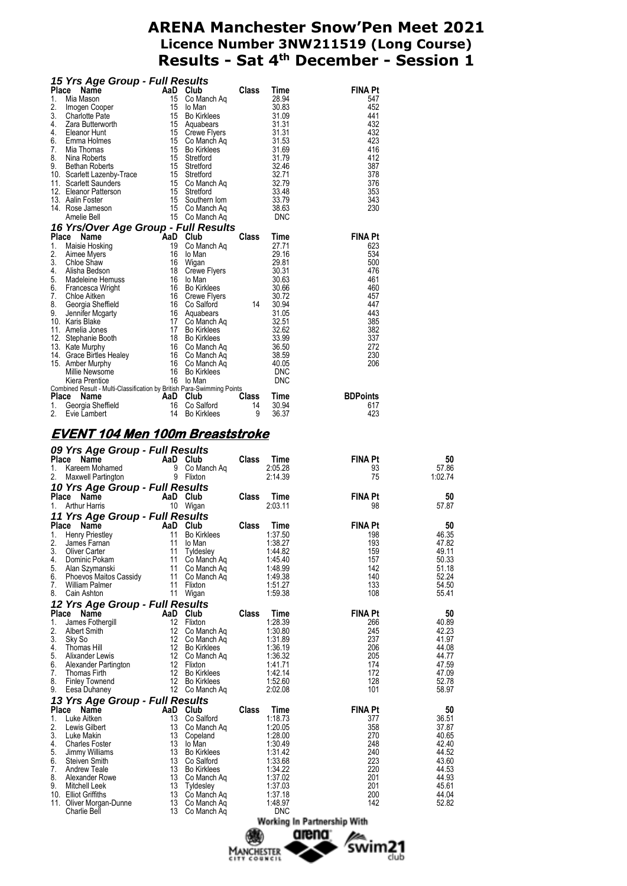# ARENA Manchester Snow'Pen Meet 2021
## Licence Number 3NW211519 (Long Course)
## Results - Sat 4th December - Session 1

### *15 Yrs Age Group - Full Results*

| Place | Name | AaD | Club | Class | Time | FINA Pt |
|---|---|---|---|---|---|---|
| 1. | Mia Mason | 15 | Co Manch Aq | | 28.94 | 547 |
| 2. | Imogen Cooper | 15 | Io Man | | 30.83 | 452 |
| 3. | Charlotte Pate | 15 | Bo Kirklees | | 31.09 | 441 |
| 4. | Zara Butterworth | 15 | Aquabears | | 31.31 | 432 |
| 4. | Eleanor Hunt | 15 | Crewe Flyers | | 31.31 | 432 |
| 6. | Emma Holmes | 15 | Co Manch Aq | | 31.53 | 423 |
| 7. | Mia Thomas | 15 | Bo Kirklees | | 31.69 | 416 |
| 8. | Nina Roberts | 15 | Stretford | | 31.79 | 412 |
| 9. | Bethan Roberts | 15 | Stretford | | 32.46 | 387 |
| 10. | Scarlett Lazenby-Trace | 15 | Stretford | | 32.71 | 378 |
| 11. | Scarlett Saunders | 15 | Co Manch Aq | | 32.79 | 376 |
| 12. | Eleanor Patterson | 15 | Stretford | | 33.48 | 353 |
| 13. | Aalin Foster | 15 | Southern Iom | | 33.79 | 343 |
| 14. | Rose Jameson | 15 | Co Manch Aq | | 38.63 | 230 |
| | Amelie Bell | 15 | Co Manch Aq | | DNC | |

### *16 Yrs/Over Age Group - Full Results*

| Place | Name | AaD | Club | Class | Time | FINA Pt |
|---|---|---|---|---|---|---|
| 1. | Maisie Hosking | 19 | Co Manch Aq | | 27.71 | 623 |
| 2. | Aimee Myers | 16 | Io Man | | 29.16 | 534 |
| 3. | Chloe Shaw | 16 | Wigan | | 29.81 | 500 |
| 4. | Alisha Bedson | 18 | Crewe Flyers | | 30.31 | 476 |
| 5. | Madeleine Hemuss | 16 | Io Man | | 30.63 | 461 |
| 6. | Francesca Wright | 16 | Bo Kirklees | | 30.66 | 460 |
| 7. | Chloe Aitken | 16 | Crewe Flyers | | 30.72 | 457 |
| 8. | Georgia Sheffield | 16 | Co Salford | 14 | 30.94 | 447 |
| 9. | Jennifer Mcgarty | 16 | Aquabears | | 31.05 | 443 |
| 10. | Karis Blake | 17 | Co Manch Aq | | 32.51 | 385 |
| 11. | Amelia Jones | 17 | Bo Kirklees | | 32.62 | 382 |
| 12. | Stephanie Booth | 18 | Bo Kirklees | | 33.99 | 337 |
| 13. | Kate Murphy | 16 | Co Manch Aq | | 36.50 | 272 |
| 14. | Grace Birtles Healey | 16 | Co Manch Aq | | 38.59 | 230 |
| 15. | Amber Murphy | 16 | Co Manch Aq | | 40.05 | 206 |
| | Millie Newsome | 16 | Bo Kirklees | | DNC | |
| | Kiera Prentice | 16 | Io Man | | DNC | |

Combined Result - Multi-Classification by British Para-Swimming Points

| Place | Name | AaD | Club | Class | Time | BDPoints |
|---|---|---|---|---|---|---|
| 1. | Georgia Sheffield | 16 | Co Salford | 14 | 30.94 | 617 |
| 2. | Evie Lambert | 14 | Bo Kirklees | 9 | 36.37 | 423 |

## EVENT 104 Men 100m Breaststroke

### *09 Yrs Age Group - Full Results*

| Place | Name | AaD | Club | Class | Time | FINA Pt | 50 |
|---|---|---|---|---|---|---|---|
| 1. | Kareem Mohamed | 9 | Co Manch Aq | | 2:05.28 | 93 | 57.86 |
| 2. | Maxwell Partington | 9 | Flixton | | 2:14.39 | 75 | 1:02.74 |

### *10 Yrs Age Group - Full Results*

| Place | Name | AaD | Club | Class | Time | FINA Pt | 50 |
|---|---|---|---|---|---|---|---|
| 1. | Arthur Harris | 10 | Wigan | | 2:03.11 | 98 | 57.87 |

### *11 Yrs Age Group - Full Results*

| Place | Name | AaD | Club | Class | Time | FINA Pt | 50 |
|---|---|---|---|---|---|---|---|
| 1. | Henry Priestley | 11 | Bo Kirklees | | 1:37.50 | 198 | 46.35 |
| 2. | James Farnan | 11 | Io Man | | 1:38.27 | 193 | 47.82 |
| 3. | Oliver Carter | 11 | Tyldesley | | 1:44.82 | 159 | 49.11 |
| 4. | Dominic Pokam | 11 | Co Manch Aq | | 1:45.40 | 157 | 50.33 |
| 5. | Alan Szymanski | 11 | Co Manch Aq | | 1:48.99 | 142 | 51.18 |
| 6. | Phoevos Maitos Cassidy | 11 | Co Manch Aq | | 1:49.38 | 140 | 52.24 |
| 7. | William Palmer | 11 | Flixton | | 1:51.27 | 133 | 54.50 |
| 8. | Cain Ashton | 11 | Wigan | | 1:59.38 | 108 | 55.41 |

### *12 Yrs Age Group - Full Results*

| Place | Name | AaD | Club | Class | Time | FINA Pt | 50 |
|---|---|---|---|---|---|---|---|
| 1. | James Fothergill | 12 | Flixton | | 1:28.39 | 266 | 40.89 |
| 2. | Albert Smith | 12 | Co Manch Aq | | 1:30.80 | 245 | 42.23 |
| 3. | Sky So | 12 | Co Manch Aq | | 1:31.89 | 237 | 41.97 |
| 4. | Thomas Hill | 12 | Bo Kirklees | | 1:36.19 | 206 | 44.08 |
| 5. | Alixander Lewis | 12 | Co Manch Aq | | 1:36.32 | 205 | 44.77 |
| 6. | Alexander Partington | 12 | Flixton | | 1:41.71 | 174 | 47.59 |
| 7. | Thomas Firth | 12 | Bo Kirklees | | 1:42.14 | 172 | 47.09 |
| 8. | Finley Townend | 12 | Bo Kirklees | | 1:52.60 | 128 | 52.78 |
| 9. | Eesa Duhaney | 12 | Co Manch Aq | | 2:02.08 | 101 | 58.97 |

### *13 Yrs Age Group - Full Results*

| Place | Name | AaD | Club | Class | Time | FINA Pt | 50 |
|---|---|---|---|---|---|---|---|
| 1. | Luke Aitken | 13 | Co Salford | | 1:18.73 | 377 | 36.51 |
| 2. | Lewis Gilbert | 13 | Co Manch Aq | | 1:20.05 | 358 | 37.87 |
| 3. | Luke Makin | 13 | Copeland | | 1:28.00 | 270 | 40.65 |
| 4. | Charles Foster | 13 | Io Man | | 1:30.49 | 248 | 42.40 |
| 5. | Jimmy Williams | 13 | Bo Kirklees | | 1:31.42 | 240 | 44.52 |
| 6. | Steiven Smith | 13 | Co Salford | | 1:33.68 | 223 | 43.60 |
| 7. | Andrew Teale | 13 | Bo Kirklees | | 1:34.22 | 220 | 44.53 |
| 8. | Alexander Rowe | 13 | Co Manch Aq | | 1:37.02 | 201 | 44.93 |
| 9. | Mitchell Leek | 13 | Tyldesley | | 1:37.03 | 201 | 45.61 |
| 10. | Elliot Griffiths | 13 | Co Manch Aq | | 1:37.18 | 200 | 44.04 |
| 11. | Oliver Morgan-Dunne | 13 | Co Manch Aq | | 1:48.97 | 142 | 52.82 |
| | Charlie Bell | 13 | Co Manch Aq | | DNC | | |

Working In Partnership With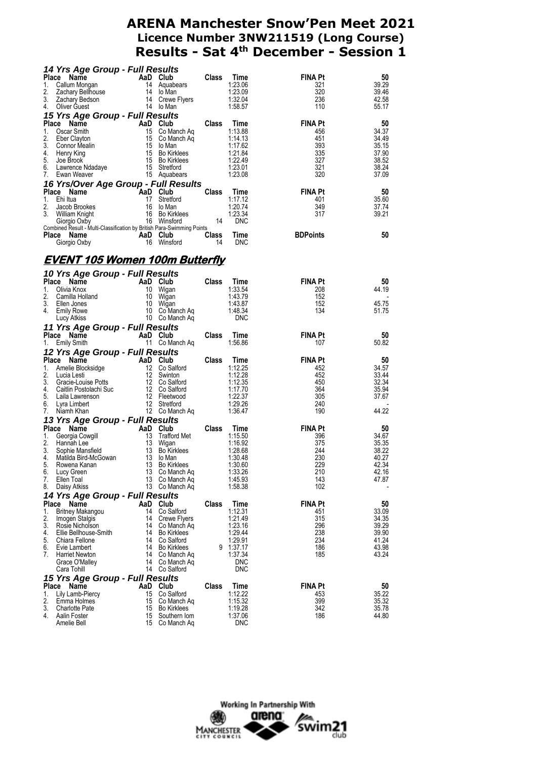# ARENA Manchester Snow'Pen Meet 2021
## Licence Number 3NW211519 (Long Course)
## Results - Sat 4th December - Session 1

### *14 Yrs Age Group - Full Results*

| Place | Name | AaD | Club | Class | Time | FINA Pt | 50 |
|---|---|---|---|---|---|---|---|
| 1. | Callum Mongan | 14 | Aquabears | | 1:23.06 | 321 | 39.29 |
| 2. | Zachary Bellhouse | 14 | Io Man | | 1:23.09 | 320 | 39.46 |
| 3. | Zachary Bedson | 14 | Crewe Flyers | | 1:32.04 | 236 | 42.58 |
| 4. | Oliver Guest | 14 | Io Man | | 1:58.57 | 110 | 55.17 |

### *15 Yrs Age Group - Full Results*

| Place | Name | AaD | Club | Class | Time | FINA Pt | 50 |
|---|---|---|---|---|---|---|---|
| 1. | Oscar Smith | 15 | Co Manch Aq | | 1:13.88 | 456 | 34.37 |
| 2. | Eber Clayton | 15 | Co Manch Aq | | 1:14.13 | 451 | 34.49 |
| 3. | Connor Mealin | 15 | Io Man | | 1:17.62 | 393 | 35.15 |
| 4. | Henry King | 15 | Bo Kirklees | | 1:21.84 | 335 | 37.90 |
| 5. | Joe Brook | 15 | Bo Kirklees | | 1:22.49 | 327 | 38.52 |
| 6. | Lawrence Ndadaye | 15 | Stretford | | 1:23.01 | 321 | 38.24 |
| 7. | Ewan Weaver | 15 | Aquabears | | 1:23.08 | 320 | 37.09 |

### *16 Yrs/Over Age Group - Full Results*

| Place | Name | AaD | Club | Class | Time | FINA Pt | 50 |
|---|---|---|---|---|---|---|---|
| 1. | Ehi Itua | 17 | Stretford | | 1:17.12 | 401 | 35.60 |
| 2. | Jacob Brookes | 16 | Io Man | | 1:20.74 | 349 | 37.74 |
| 3. | William Knight | 16 | Bo Kirklees | | 1:23.34 | 317 | 39.21 |
| | Giorgio Oxby | 16 | Winsford | 14 | DNC | | |

Combined Result - Multi-Classification by British Para-Swimming Points

| Place | Name | AaD | Club | Class | Time | BDPoints | 50 |
|---|---|---|---|---|---|---|---|
| | Giorgio Oxby | 16 | Winsford | 14 | DNC | | |

## EVENT 105 Women 100m Butterfly

### *10 Yrs Age Group - Full Results*

| Place | Name | AaD | Club | Class | Time | FINA Pt | 50 |
|---|---|---|---|---|---|---|---|
| 1. | Olivia Knox | 10 | Wigan | | 1:33.54 | 208 | 44.19 |
| 2. | Camilla Holland | 10 | Wigan | | 1:43.79 | 152 | - |
| 3. | Ellen Jones | 10 | Wigan | | 1:43.87 | 152 | 45.75 |
| 4. | Emily Rowe | 10 | Co Manch Aq | | 1:48.34 | 134 | 51.75 |
| | Lucy Atkiss | 10 | Co Manch Aq | | DNC | | |

### *11 Yrs Age Group - Full Results*

| Place | Name | AaD | Club | Class | Time | FINA Pt | 50 |
|---|---|---|---|---|---|---|---|
| 1. | Emily Smith | 11 | Co Manch Aq | | 1:56.86 | 107 | 50.82 |

### *12 Yrs Age Group - Full Results*

| Place | Name | AaD | Club | Class | Time | FINA Pt | 50 |
|---|---|---|---|---|---|---|---|
| 1. | Amelie Blocksidge | 12 | Co Salford | | 1:12.25 | 452 | 34.57 |
| 2. | Lucia Lesti | 12 | Swinton | | 1:12.28 | 452 | 33.44 |
| 3. | Gracie-Louise Potts | 12 | Co Salford | | 1:12.35 | 450 | 32.34 |
| 4. | Caitlin Postolachi Suc | 12 | Co Salford | | 1:17.70 | 364 | 35.94 |
| 5. | Laila Lawrenson | 12 | Fleetwood | | 1:22.37 | 305 | 37.67 |
| 6. | Lyra Limbert | 12 | Stretford | | 1:29.26 | 240 | - |
| 7. | Niamh Khan | 12 | Co Manch Aq | | 1:36.47 | 190 | 44.22 |

### *13 Yrs Age Group - Full Results*

| Place | Name | AaD | Club | Class | Time | FINA Pt | 50 |
|---|---|---|---|---|---|---|---|
| 1. | Georgia Cowgill | 13 | Trafford Met | | 1:15.50 | 396 | 34.67 |
| 2. | Hannah Lee | 13 | Wigan | | 1:16.92 | 375 | 35.35 |
| 3. | Sophie Mansfield | 13 | Bo Kirklees | | 1:28.68 | 244 | 38.22 |
| 4. | Matilda Bird-McGowan | 13 | Io Man | | 1:30.48 | 230 | 40.27 |
| 5. | Rowena Kanan | 13 | Bo Kirklees | | 1:30.60 | 229 | 42.34 |
| 6. | Lucy Green | 13 | Co Manch Aq | | 1:33.26 | 210 | 42.16 |
| 7. | Ellen Toal | 13 | Co Manch Aq | | 1:45.93 | 143 | 47.87 |
| 8. | Daisy Atkiss | 13 | Co Manch Aq | | 1:58.38 | 102 | - |

### *14 Yrs Age Group - Full Results*

| Place | Name | AaD | Club | Class | Time | FINA Pt | 50 |
|---|---|---|---|---|---|---|---|
| 1. | Britney Makangou | 14 | Co Salford | | 1:12.31 | 451 | 33.09 |
| 2. | Imogen Stalgis | 14 | Crewe Flyers | | 1:21.49 | 315 | 34.35 |
| 3. | Rosie Nicholson | 14 | Co Manch Aq | | 1:23.16 | 296 | 39.29 |
| 4. | Ellie Bellhouse-Smith | 14 | Bo Kirklees | | 1:29.44 | 238 | 39.90 |
| 5. | Chiara Fellone | 14 | Co Salford | | 1:29.91 | 234 | 41.24 |
| 6. | Evie Lambert | 14 | Bo Kirklees | 9 | 1:37.17 | 186 | 43.98 |
| 7. | Harriet Newton | 14 | Co Manch Aq | | 1:37.34 | 185 | 43.24 |
| | Grace O'Malley | 14 | Co Manch Aq | | DNC | | |
| | Cara Tohill | 14 | Co Salford | | DNC | | |

### *15 Yrs Age Group - Full Results*

| Place | Name | AaD | Club | Class | Time | FINA Pt | 50 |
|---|---|---|---|---|---|---|---|
| 1. | Lily Lamb-Piercy | 15 | Co Salford | | 1:12.22 | 453 | 35.22 |
| 2. | Emma Holmes | 15 | Co Manch Aq | | 1:15.32 | 399 | 35.32 |
| 3. | Charlotte Pate | 15 | Bo Kirklees | | 1:19.28 | 342 | 35.78 |
| 4. | Aalin Foster | 15 | Southern Iom | | 1:37.06 | 186 | 44.80 |
| | Amelie Bell | 15 | Co Manch Aq | | DNC | | |

Working In Partnership With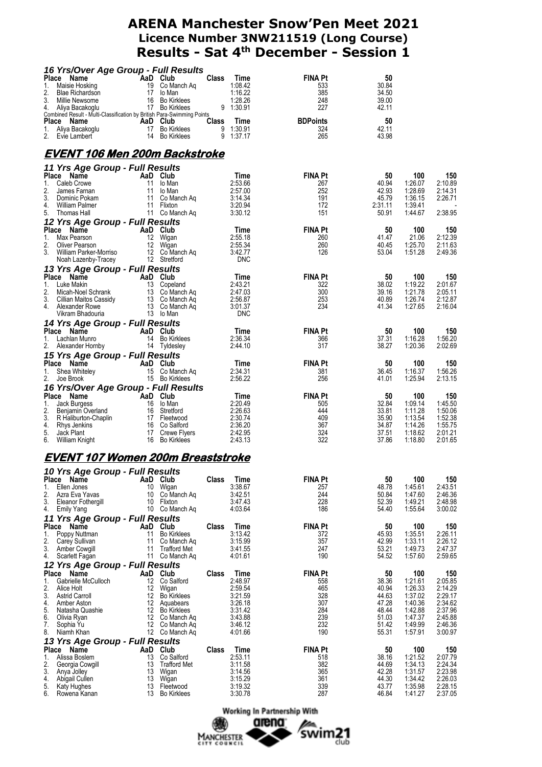# ARENA Manchester Snow'Pen Meet 2021
## Licence Number 3NW211519 (Long Course)
## Results - Sat 4th December - Session 1

### *16 Yrs/Over Age Group - Full Results*

| Place | Name | AaD | Club | Class | Time | FINA Pt | 50 |
|---|---|---|---|---|---|---|---|
| 1. | Maisie Hosking | 19 | Co Manch Aq | | 1:08.42 | 533 | 30.84 |
| 2. | Blae Richardson | 17 | Io Man | | 1:16.22 | 385 | 34.50 |
| 3. | Millie Newsome | 16 | Bo Kirklees | | 1:28.26 | 248 | 39.00 |
| 4. | Aliya Bacakoglu | 17 | Bo Kirklees | 9 | 1:30.91 | 227 | 42.11 |

Combined Result - Multi-Classification by British Para-Swimming Points

| Place | Name | AaD | Club | Class | Time | BDPoints | 50 |
|---|---|---|---|---|---|---|---|
| 1. | Aliya Bacakoglu | 17 | Bo Kirklees | 9 | 1:30.91 | 324 | 42.11 |
| 2. | Evie Lambert | 14 | Bo Kirklees | 9 | 1:37.17 | 265 | 43.98 |

## EVENT 106 Men 200m Backstroke

### *11 Yrs Age Group - Full Results*

| Place | Name | AaD | Club | Time | FINA Pt | 50 | 100 | 150 |
|---|---|---|---|---|---|---|---|---|
| 1. | Caleb Crowe | 11 | Io Man | 2:53.66 | 267 | 40.94 | 1:26.07 | 2:10.89 |
| 2. | James Farnan | 11 | Io Man | 2:57.00 | 252 | 42.93 | 1:28.69 | 2:14.31 |
| 3. | Dominic Pokam | 11 | Co Manch Aq | 3:14.34 | 191 | 45.79 | 1:36.15 | 2:26.71 |
| 4. | William Palmer | 11 | Flixton | 3:20.94 | 172 | 2:31.11 | 1:39.41 | - |
| 5. | Thomas Hall | 11 | Co Manch Aq | 3:30.12 | 151 | 50.91 | 1:44.67 | 2:38.95 |

### *12 Yrs Age Group - Full Results*

| Place | Name | AaD | Club | Time | FINA Pt | 50 | 100 | 150 |
|---|---|---|---|---|---|---|---|---|
| 1. | Max Pearson | 12 | Wigan | 2:55.18 | 260 | 41.47 | 21.06 | 2:12.39 |
| 2. | Oliver Pearson | 12 | Wigan | 2:55.34 | 260 | 40.45 | 1:25.70 | 2:11.63 |
| 3. | William Parker-Morriso | 12 | Co Manch Aq | 3:42.77 | 126 | 53.04 | 1:51.28 | 2:49.36 |
| | Noah Lazenby-Tracey | 12 | Stretford | DNC | | | | |

### *13 Yrs Age Group - Full Results*

| Place | Name | AaD | Club | Time | FINA Pt | 50 | 100 | 150 |
|---|---|---|---|---|---|---|---|---|
| 1. | Luke Makin | 13 | Copeland | 2:43.21 | 322 | 38.02 | 1:19.22 | 2:01.67 |
| 2. | Micah-Noel Schrank | 13 | Co Manch Aq | 2:47.03 | 300 | 39.16 | 1:21.78 | 2:05.11 |
| 3. | Cillian Maitos Cassidy | 13 | Co Manch Aq | 2:56.87 | 253 | 40.89 | 1:26.74 | 2:12.87 |
| 4. | Alexander Rowe | 13 | Co Manch Aq | 3:01.37 | 234 | 41.34 | 1:27.65 | 2:16.04 |
| | Vikram Bhadouria | 13 | Io Man | DNC | | | | |

### *14 Yrs Age Group - Full Results*

| Place | Name | AaD | Club | Time | FINA Pt | 50 | 100 | 150 |
|---|---|---|---|---|---|---|---|---|
| 1. | Lachlan Munro | 14 | Bo Kirklees | 2:36.34 | 366 | 37.31 | 1:16.28 | 1:56.20 |
| 2. | Alexander Hornby | 14 | Tyldesley | 2:44.10 | 317 | 38.27 | 1:20.36 | 2:02.69 |

### *15 Yrs Age Group - Full Results*

| Place | Name | AaD | Club | Time | FINA Pt | 50 | 100 | 150 |
|---|---|---|---|---|---|---|---|---|
| 1. | Shea Whiteley | 15 | Co Manch Aq | 2:34.31 | 381 | 36.45 | 1:16.37 | 1:56.26 |
| 2. | Joe Brook | 15 | Bo Kirklees | 2:56.22 | 256 | 41.01 | 1:25.94 | 2:13.15 |

### *16 Yrs/Over Age Group - Full Results*

| Place | Name | AaD | Club | Time | FINA Pt | 50 | 100 | 150 |
|---|---|---|---|---|---|---|---|---|
| 1. | Jack Burgess | 16 | Io Man | 2:20.49 | 505 | 32.84 | 1:09.14 | 1:45.50 |
| 2. | Benjamin Overland | 16 | Stretford | 2:26.63 | 444 | 33.81 | 1:11.28 | 1:50.06 |
| 3. | R Haliburton-Chaplin | 17 | Fleetwood | 2:30.74 | 409 | 35.90 | 1:13.54 | 1:52.38 |
| 4. | Rhys Jenkins | 16 | Co Salford | 2:36.20 | 367 | 34.87 | 1:14.26 | 1:55.75 |
| 5. | Jack Plant | 17 | Crewe Flyers | 2:42.95 | 324 | 37.51 | 1:18.62 | 2:01.21 |
| 6. | William Knight | 16 | Bo Kirklees | 2:43.13 | 322 | 37.86 | 1:18.80 | 2:01.65 |

## EVENT 107 Women 200m Breaststroke

### *10 Yrs Age Group - Full Results*

| Place | Name | AaD | Club | Class | Time | FINA Pt | 50 | 100 | 150 |
|---|---|---|---|---|---|---|---|---|---|
| 1. | Ellen Jones | 10 | Wigan | | 3:38.67 | 257 | 48.78 | 1:45.61 | 2:43.51 |
| 2. | Azra Eva Yavas | 10 | Co Manch Aq | | 3:42.51 | 244 | 50.84 | 1:47.60 | 2:46.36 |
| 3. | Eleanor Fothergill | 10 | Flixton | | 3:47.43 | 228 | 52.39 | 1:49.21 | 2:48.98 |
| 4. | Emily Yang | 10 | Co Manch Aq | | 4:03.64 | 186 | 54.40 | 1:55.64 | 3:00.02 |

### *11 Yrs Age Group - Full Results*

| Place | Name | AaD | Club | Class | Time | FINA Pt | 50 | 100 | 150 |
|---|---|---|---|---|---|---|---|---|---|
| 1. | Poppy Nuttman | 11 | Bo Kirklees | | 3:13.42 | 372 | 45.93 | 1:35.51 | 2:26.11 |
| 2. | Carey Sullivan | 11 | Co Manch Aq | | 3:15.99 | 357 | 42.99 | 1:33.11 | 2:26.12 |
| 3. | Amber Cowgill | 11 | Trafford Met | | 3:41.55 | 247 | 53.21 | 1:49.73 | 2:47.37 |
| 4. | Scarlett Fagan | 11 | Co Manch Aq | | 4:01.61 | 190 | 54.52 | 1:57.60 | 2:59.65 |

### *12 Yrs Age Group - Full Results*

| Place | Name | AaD | Club | Class | Time | FINA Pt | 50 | 100 | 150 |
|---|---|---|---|---|---|---|---|---|---|
| 1. | Gabrielle McCulloch | 12 | Co Salford | | 2:48.97 | 558 | 38.36 | 1:21.61 | 2:05.85 |
| 2. | Alice Holt | 12 | Wigan | | 2:59.54 | 465 | 40.94 | 1:26.33 | 2:14.29 |
| 3. | Astrid Carroll | 12 | Bo Kirklees | | 3:21.59 | 328 | 44.63 | 1:37.02 | 2:29.17 |
| 4. | Amber Aston | 12 | Aquabears | | 3:26.18 | 307 | 47.28 | 1:40.36 | 2:34.62 |
| 5. | Natasha Quashie | 12 | Bo Kirklees | | 3:31.42 | 284 | 48.44 | 1:42.88 | 2:37.96 |
| 6. | Olivia Ryan | 12 | Co Manch Aq | | 3:43.88 | 239 | 51.03 | 1:47.37 | 2:45.88 |
| 7. | Sophia Yu | 12 | Co Manch Aq | | 3:46.12 | 232 | 51.42 | 1:49.99 | 2:46.36 |
| 8. | Niamh Khan | 12 | Co Manch Aq | | 4:01.66 | 190 | 55.31 | 1:57.91 | 3:00.97 |

### *13 Yrs Age Group - Full Results*

| Place | Name | AaD | Club | Class | Time | FINA Pt | 50 | 100 | 150 |
|---|---|---|---|---|---|---|---|---|---|
| 1. | Alissa Boslem | 13 | Co Salford | | 2:53.11 | 518 | 38.16 | 1:21.52 | 2:07.79 |
| 2. | Georgia Cowgill | 13 | Trafford Met | | 3:11.58 | 382 | 44.69 | 1:34.13 | 2:24.34 |
| 3. | Anya Jolley | 13 | Wigan | | 3:14.56 | 365 | 42.28 | 1:31.57 | 2:23.98 |
| 4. | Abigail Cullen | 13 | Wigan | | 3:15.29 | 361 | 44.30 | 1:34.42 | 2:26.03 |
| 5. | Katy Hughes | 13 | Fleetwood | | 3:19.32 | 339 | 43.77 | 1:35.98 | 2:28.15 |
| 6. | Rowena Kanan | 13 | Bo Kirklees | | 3:30.78 | 287 | 46.84 | 1:41.27 | 2:37.05 |

Working In Partnership With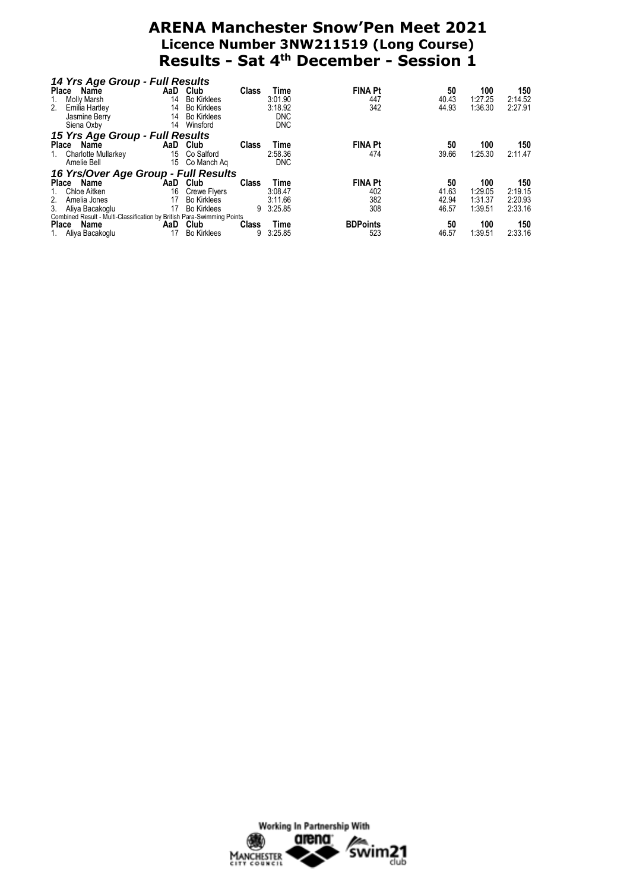# ARENA Manchester Snow'Pen Meet 2021
## Licence Number 3NW211519 (Long Course)
## Results - Sat 4th December - Session 1

### *14 Yrs Age Group - Full Results*

| Place | Name | AaD | Club | Class | Time | FINA Pt | 50 | 100 | 150 |
|---|---|---|---|---|---|---|---|---|---|
| 1. | Molly Marsh | 14 | Bo Kirklees | | 3:01.90 | 447 | 40.43 | 1:27.25 | 2:14.52 |
| 2. | Emilia Hartley | 14 | Bo Kirklees | | 3:18.92 | 342 | 44.93 | 1:36.30 | 2:27.91 |
| | Jasmine Berry | 14 | Bo Kirklees | | DNC | | | | |
| | Siena Oxby | 14 | Winsford | | DNC | | | | |

### *15 Yrs Age Group - Full Results*

| Place | Name | AaD | Club | Class | Time | FINA Pt | 50 | 100 | 150 |
|---|---|---|---|---|---|---|---|---|---|
| 1. | Charlotte Mullarkey | 15 | Co Salford | | 2:58.36 | 474 | 39.66 | 1:25.30 | 2:11.47 |
| | Amelie Bell | 15 | Co Manch Aq | | DNC | | | | |

### *16 Yrs/Over Age Group - Full Results*

| Place | Name | AaD | Club | Class | Time | FINA Pt | 50 | 100 | 150 |
|---|---|---|---|---|---|---|---|---|---|
| 1. | Chloe Aitken | 16 | Crewe Flyers | | 3:08.47 | 402 | 41.63 | 1:29.05 | 2:19.15 |
| 2. | Amelia Jones | 17 | Bo Kirklees | | 3:11.66 | 382 | 42.94 | 1:31.37 | 2:20.93 |
| 3. | Aliya Bacakoglu | 17 | Bo Kirklees | 9 | 3:25.85 | 308 | 46.57 | 1:39.51 | 2:33.16 |

Combined Result - Multi-Classification by British Para-Swimming Points

| Place | Name | AaD | Club | Class | Time | BDPoints | 50 | 100 | 150 |
|---|---|---|---|---|---|---|---|---|---|
| 1. | Aliya Bacakoglu | 17 | Bo Kirklees | 9 | 3:25.85 | 523 | 46.57 | 1:39.51 | 2:33.16 |